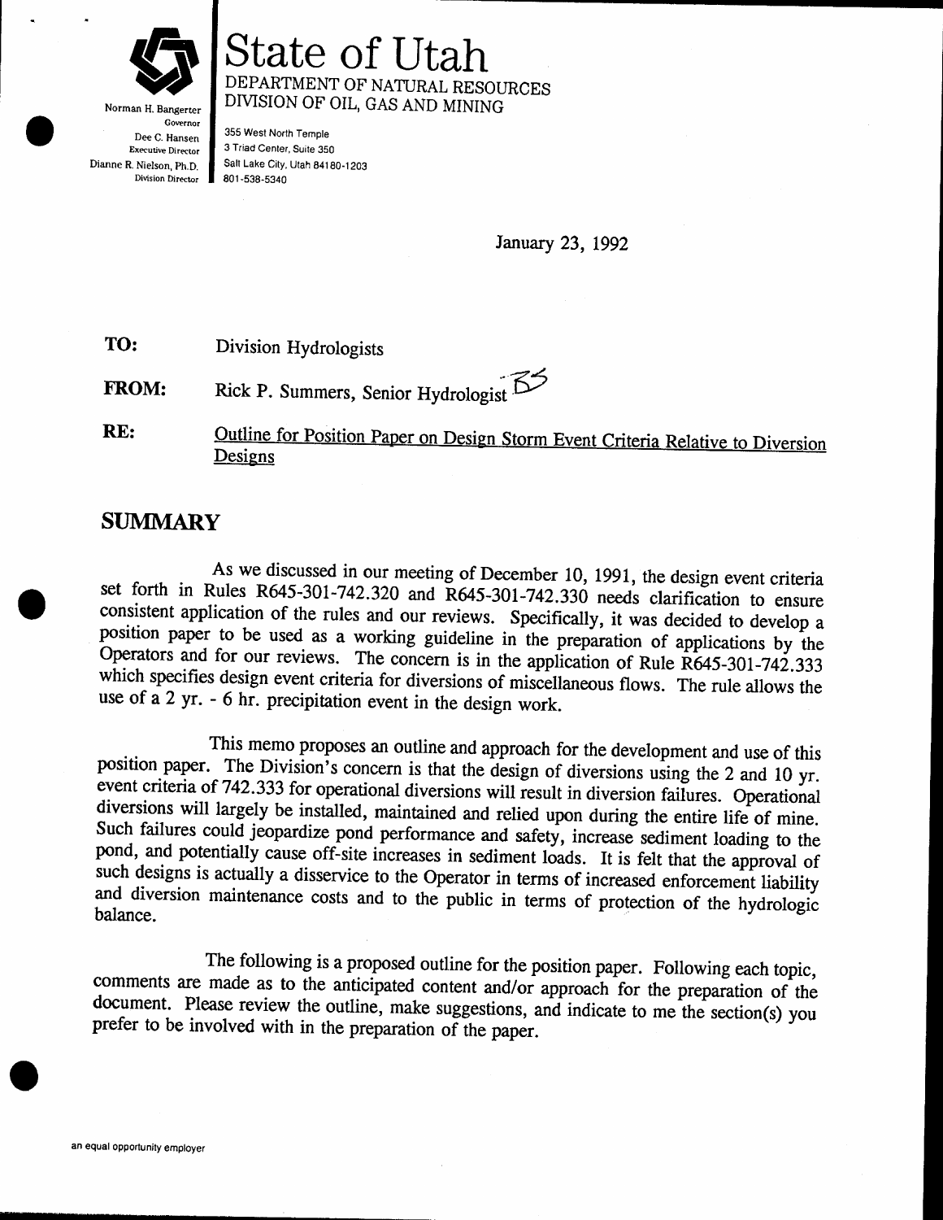Norman H. Bangerter
Governor
Dee C. Hansen
Executive Director
Dianne R. Nielson, Ph.D.
Division Director

# State of Utah

DEPARTMENT OF NATURAL RESOURCES
DIVISION OF OIL, GAS AND MINING

355 West North Temple
3 Triad Center, Suite 350
Salt Lake City, Utah 84180-1203
801-538-5340

January 23, 1992

**TO:** Division Hydrologists

**FROM:** Rick P. Summers, Senior Hydrologist RS

**RE:** Outline for Position Paper on Design Storm Event Criteria Relative to Diversion Designs

## SUMMARY

As we discussed in our meeting of December 10, 1991, the design event criteria set forth in Rules R645-301-742.320 and R645-301-742.330 needs clarification to ensure consistent application of the rules and our reviews. Specifically, it was decided to develop a position paper to be used as a working guideline in the preparation of applications by the Operators and for our reviews. The concern is in the application of Rule R645-301-742.333 which specifies design event criteria for diversions of miscellaneous flows. The rule allows the use of a 2 yr. - 6 hr. precipitation event in the design work.

This memo proposes an outline and approach for the development and use of this position paper. The Division's concern is that the design of diversions using the 2 and 10 yr. event criteria of 742.333 for operational diversions will result in diversion failures. Operational diversions will largely be installed, maintained and relied upon during the entire life of mine. Such failures could jeopardize pond performance and safety, increase sediment loading to the pond, and potentially cause off-site increases in sediment loads. It is felt that the approval of such designs is actually a disservice to the Operator in terms of increased enforcement liability and diversion maintenance costs and to the public in terms of protection of the hydrologic balance.

The following is a proposed outline for the position paper. Following each topic, comments are made as to the anticipated content and/or approach for the preparation of the document. Please review the outline, make suggestions, and indicate to me the section(s) you prefer to be involved with in the preparation of the paper.

an equal opportunity employer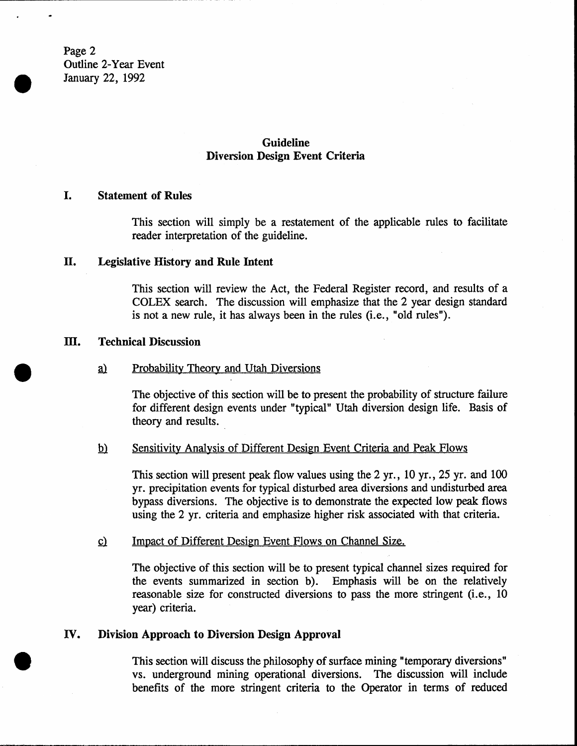## Guideline
## Diversion Design Event Criteria

### I. Statement of Rules

This section will simply be a restatement of the applicable rules to facilitate reader interpretation of the guideline.

### II. Legislative History and Rule Intent

This section will review the Act, the Federal Register record, and results of a COLEX search. The discussion will emphasize that the 2 year design standard is not a new rule, it has always been in the rules (i.e., "old rules").

### III. Technical Discussion

#### a) Probability Theory and Utah Diversions

The objective of this section will be to present the probability of structure failure for different design events under "typical" Utah diversion design life. Basis of theory and results.

#### b) Sensitivity Analysis of Different Design Event Criteria and Peak Flows

This section will present peak flow values using the 2 yr., 10 yr., 25 yr. and 100 yr. precipitation events for typical disturbed area diversions and undisturbed area bypass diversions. The objective is to demonstrate the expected low peak flows using the 2 yr. criteria and emphasize higher risk associated with that criteria.

#### c) Impact of Different Design Event Flows on Channel Size.

The objective of this section will be to present typical channel sizes required for the events summarized in section b). Emphasis will be on the relatively reasonable size for constructed diversions to pass the more stringent (i.e., 10 year) criteria.

### IV. Division Approach to Diversion Design Approval

This section will discuss the philosophy of surface mining "temporary diversions" vs. underground mining operational diversions. The discussion will include benefits of the more stringent criteria to the Operator in terms of reduced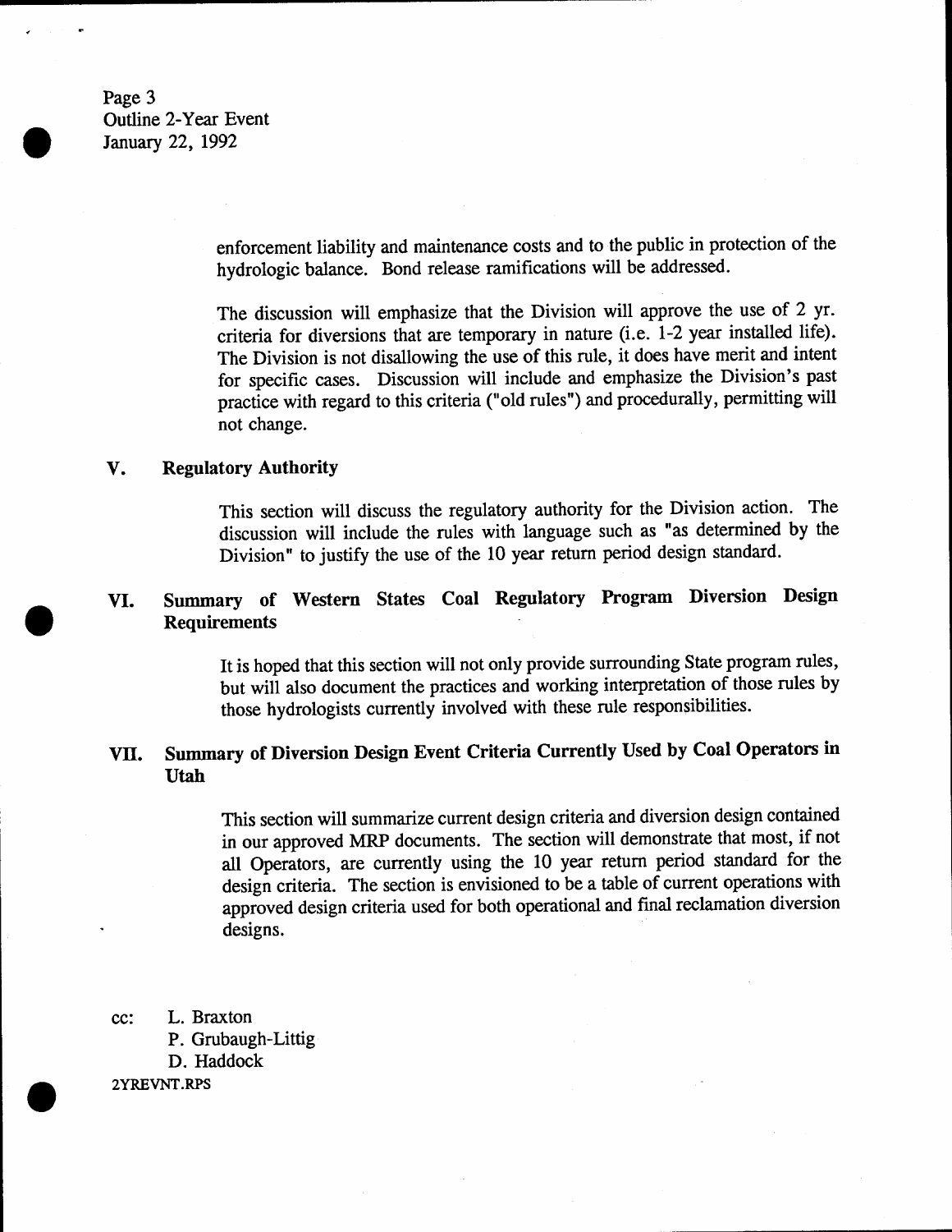enforcement liability and maintenance costs and to the public in protection of the hydrologic balance. Bond release ramifications will be addressed.

The discussion will emphasize that the Division will approve the use of 2 yr. criteria for diversions that are temporary in nature (i.e. 1-2 year installed life). The Division is not disallowing the use of this rule, it does have merit and intent for specific cases. Discussion will include and emphasize the Division's past practice with regard to this criteria ("old rules") and procedurally, permitting will not change.

## V. Regulatory Authority

This section will discuss the regulatory authority for the Division action. The discussion will include the rules with language such as "as determined by the Division" to justify the use of the 10 year return period design standard.

## VI. Summary of Western States Coal Regulatory Program Diversion Design Requirements

It is hoped that this section will not only provide surrounding State program rules, but will also document the practices and working interpretation of those rules by those hydrologists currently involved with these rule responsibilities.

## VII. Summary of Diversion Design Event Criteria Currently Used by Coal Operators in Utah

This section will summarize current design criteria and diversion design contained in our approved MRP documents. The section will demonstrate that most, if not all Operators, are currently using the 10 year return period standard for the design criteria. The section is envisioned to be a table of current operations with approved design criteria used for both operational and final reclamation diversion designs.

cc: L. Braxton
P. Grubaugh-Littig
D. Haddock

2YREVNT.RPS